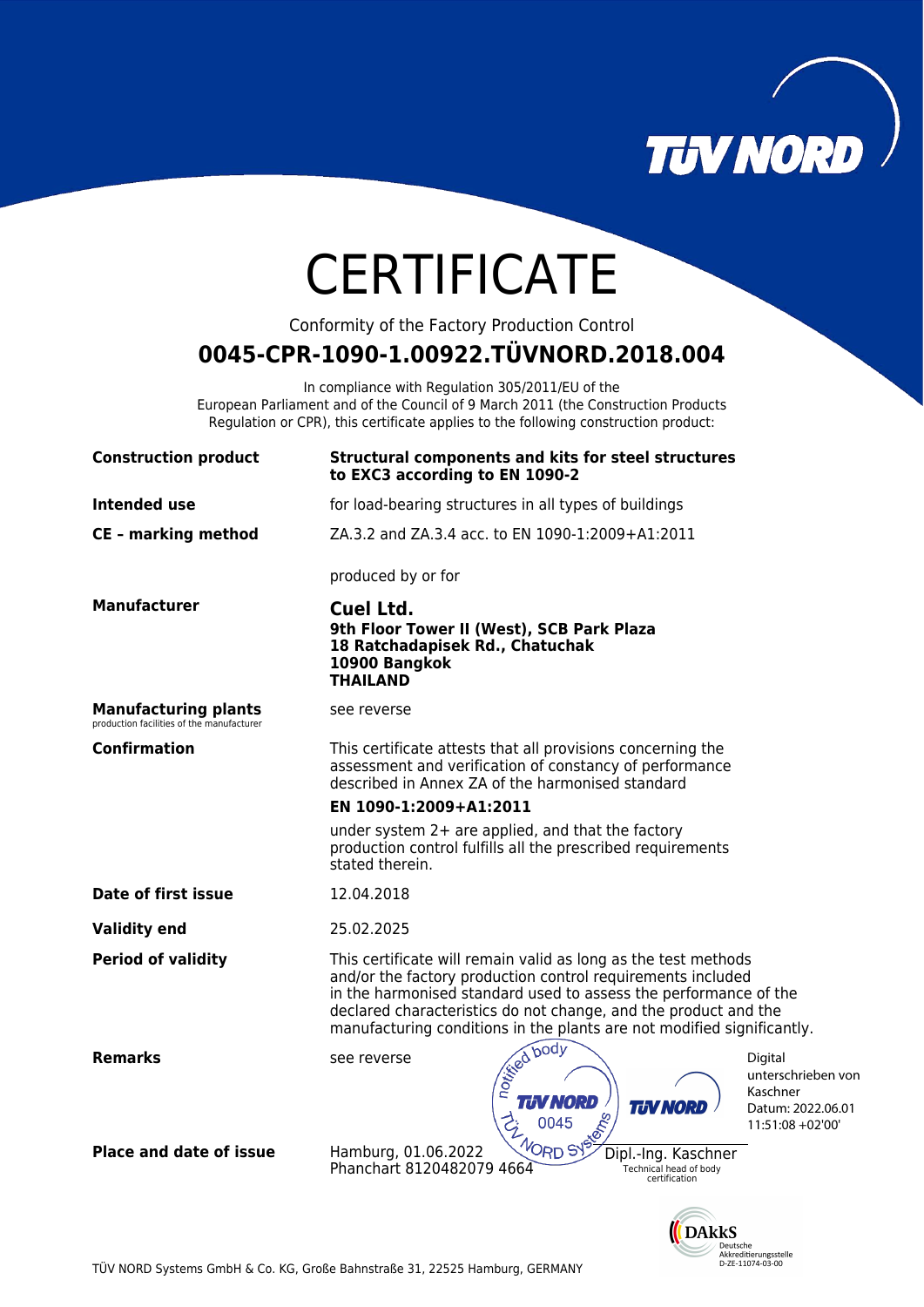# CERTIFICATE

Conformity of the Factory Production Control

## 0045-CPR-1090-1.00922.TÜVNORD.2018.004

In compliance with Regulation 305/2011/EU of the European Parliament and of the Council of 9 March 2011 (the Construction Products Regulation or CPR), this certificate applies to the following construction product:

| | |
|---|---|
| **Construction product** | **Structural components and kits for steel structures to EXC3 according to EN 1090-2** |
| **Intended use** | for load-bearing structures in all types of buildings |
| **CE - marking method** | ZA.3.2 and ZA.3.4 acc. to EN 1090-1:2009+A1:2011 |
| | produced by or for |
| **Manufacturer** | **Cuel Ltd.**<br>**9th Floor Tower II (West), SCB Park Plaza**<br>**18 Ratchadapisek Rd., Chatuchak**<br>**10900 Bangkok**<br>**THAILAND** |
| **Manufacturing plants**<br>production facilities of the manufacturer | see reverse |
| **Confirmation** | This certificate attests that all provisions concerning the assessment and verification of constancy of performance described in Annex ZA of the harmonised standard<br>**EN 1090-1:2009+A1:2011**<br>under system 2+ are applied, and that the factory production control fulfills all the prescribed requirements stated therein. |
| **Date of first issue** | 12.04.2018 |
| **Validity end** | 25.02.2025 |
| **Period of validity** | This certificate will remain valid as long as the test methods and/or the factory production control requirements included in the harmonised standard used to assess the performance of the declared characteristics do not change, and the product and the manufacturing conditions in the plants are not modified significantly. |
| **Remarks** | see reverse |
| **Place and date of issue** | Hamburg, 01.06.2022<br>Phanchart 8120482079 4664 |

notified body TÜV NORD 0045 TÜV NORD Systems

Digital unterschrieben von Kaschner
Datum: 2022.06.01 11:51:08 +02'00'

Dipl.-Ing. Kaschner
Technical head of body certification

DAkkS Deutsche Akkreditierungsstelle D-ZE-11074-03-00

TÜV NORD Systems GmbH & Co. KG, Große Bahnstraße 31, 22525 Hamburg, GERMANY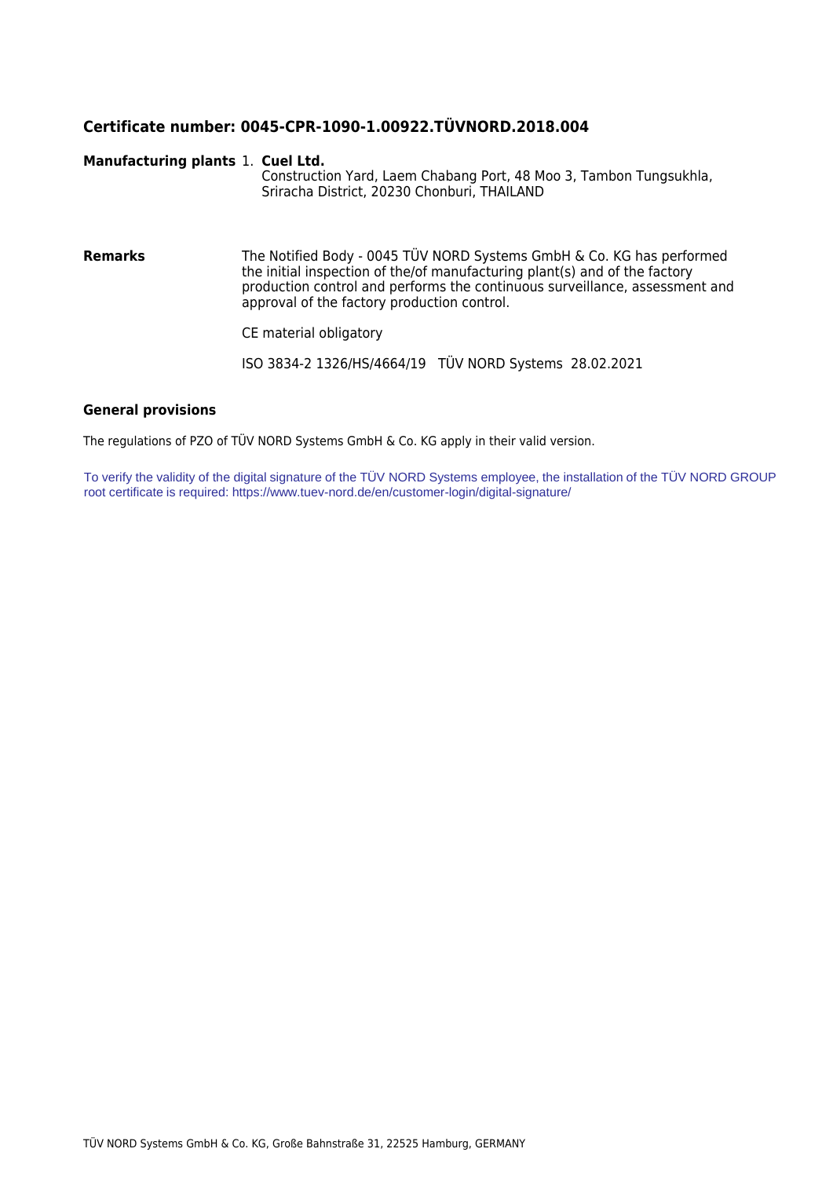## Certificate number: 0045-CPR-1090-1.00922.TÜVNORD.2018.004

| | |
|---|---|
| **Manufacturing plants** | 1. **Cuel Ltd.**<br>Construction Yard, Laem Chabang Port, 48 Moo 3, Tambon Tungsukhla, Sriracha District, 20230 Chonburi, THAILAND |
| **Remarks** | The Notified Body - 0045 TÜV NORD Systems GmbH & Co. KG has performed the initial inspection of the/of manufacturing plant(s) and of the factory production control and performs the continuous surveillance, assessment and approval of the factory production control.<br><br>CE material obligatory<br><br>ISO 3834-2 1326/HS/4664/19 TÜV NORD Systems 28.02.2021 |

**General provisions**

The regulations of PZO of TÜV NORD Systems GmbH & Co. KG apply in their valid version.

To verify the validity of the digital signature of the TÜV NORD Systems employee, the installation of the TÜV NORD GROUP root certificate is required: https://www.tuev-nord.de/en/customer-login/digital-signature/

TÜV NORD Systems GmbH & Co. KG, Große Bahnstraße 31, 22525 Hamburg, GERMANY